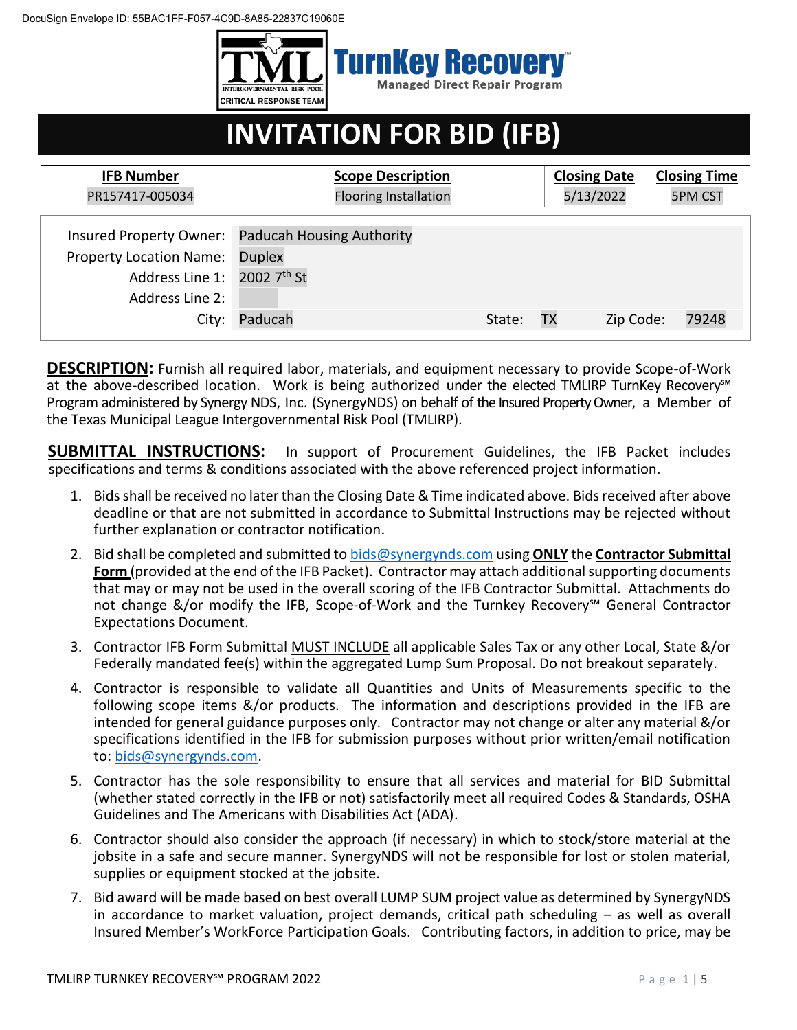DocuSign Envelope ID: 55BAC1FF-F057-4C9D-8A85-22837C19060E

TML INTERGOVERNMENTAL RISK POOL CRITICAL RESPONSE TEAM

TurnKey Recovery™ Managed Direct Repair Program

# INVITATION FOR BID (IFB)

| IFB Number | Scope Description | Closing Date | Closing Time |
|---|---|---|---|
| PR157417-005034 | Flooring Installation | 5/13/2022 | 5PM CST |

| | | | | | |
|---|---|---|---|---|---|
| Insured Property Owner: | Paducah Housing Authority | | | | |
| Property Location Name: | Duplex | | | | |
| Address Line 1: | 2002 7th St | | | | |
| Address Line 2: | | | | | |
| City: | Paducah | State: | TX | Zip Code: | 79248 |

**DESCRIPTION:** Furnish all required labor, materials, and equipment necessary to provide Scope-of-Work at the above-described location. Work is being authorized under the elected TMLIRP TurnKey Recovery℠ Program administered by Synergy NDS, Inc. (SynergyNDS) on behalf of the Insured Property Owner, a Member of the Texas Municipal League Intergovernmental Risk Pool (TMLIRP).

**SUBMITTAL INSTRUCTIONS:** In support of Procurement Guidelines, the IFB Packet includes specifications and terms & conditions associated with the above referenced project information.

1. Bids shall be received no later than the Closing Date & Time indicated above. Bids received after above deadline or that are not submitted in accordance to Submittal Instructions may be rejected without further explanation or contractor notification.
2. Bid shall be completed and submitted to bids@synergynds.com using **ONLY** the **Contractor Submittal Form** (provided at the end of the IFB Packet). Contractor may attach additional supporting documents that may or may not be used in the overall scoring of the IFB Contractor Submittal. Attachments do not change &/or modify the IFB, Scope-of-Work and the Turnkey Recovery℠ General Contractor Expectations Document.
3. Contractor IFB Form Submittal MUST INCLUDE all applicable Sales Tax or any other Local, State &/or Federally mandated fee(s) within the aggregated Lump Sum Proposal. Do not breakout separately.
4. Contractor is responsible to validate all Quantities and Units of Measurements specific to the following scope items &/or products. The information and descriptions provided in the IFB are intended for general guidance purposes only. Contractor may not change or alter any material &/or specifications identified in the IFB for submission purposes without prior written/email notification to: bids@synergynds.com.
5. Contractor has the sole responsibility to ensure that all services and material for BID Submittal (whether stated correctly in the IFB or not) satisfactorily meet all required Codes & Standards, OSHA Guidelines and The Americans with Disabilities Act (ADA).
6. Contractor should also consider the approach (if necessary) in which to stock/store material at the jobsite in a safe and secure manner. SynergyNDS will not be responsible for lost or stolen material, supplies or equipment stocked at the jobsite.
7. Bid award will be made based on best overall LUMP SUM project value as determined by SynergyNDS in accordance to market valuation, project demands, critical path scheduling – as well as overall Insured Member's WorkForce Participation Goals. Contributing factors, in addition to price, may be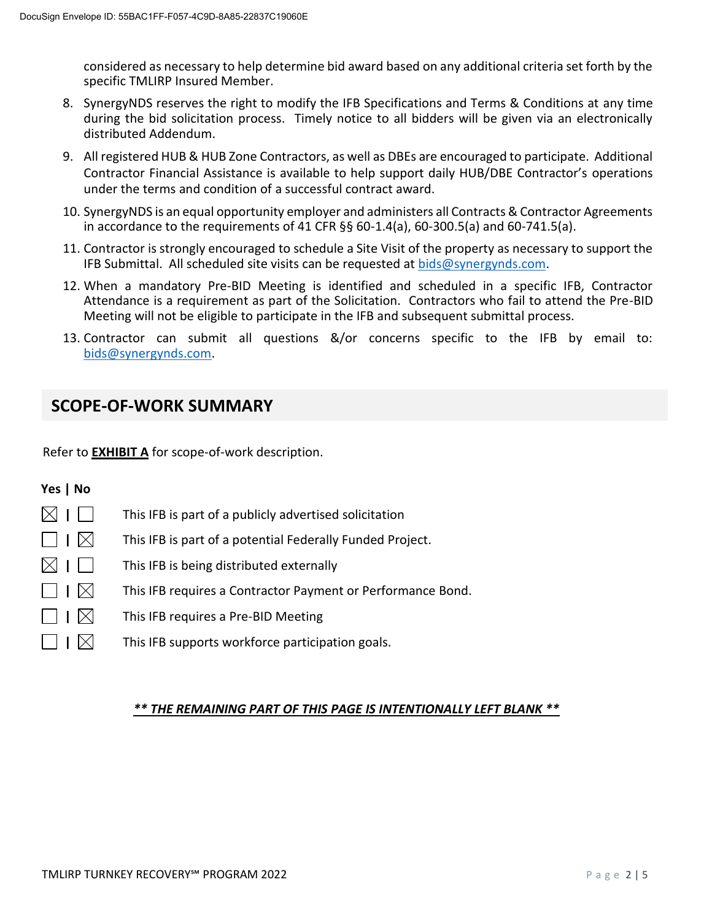considered as necessary to help determine bid award based on any additional criteria set forth by the specific TMLIRP Insured Member.

8. SynergyNDS reserves the right to modify the IFB Specifications and Terms & Conditions at any time during the bid solicitation process. Timely notice to all bidders will be given via an electronically distributed Addendum.
9. All registered HUB & HUB Zone Contractors, as well as DBEs are encouraged to participate. Additional Contractor Financial Assistance is available to help support daily HUB/DBE Contractor's operations under the terms and condition of a successful contract award.
10. SynergyNDS is an equal opportunity employer and administers all Contracts & Contractor Agreements in accordance to the requirements of 41 CFR §§ 60-1.4(a), 60-300.5(a) and 60-741.5(a).
11. Contractor is strongly encouraged to schedule a Site Visit of the property as necessary to support the IFB Submittal. All scheduled site visits can be requested at bids@synergynds.com.
12. When a mandatory Pre-BID Meeting is identified and scheduled in a specific IFB, Contractor Attendance is a requirement as part of the Solicitation. Contractors who fail to attend the Pre-BID Meeting will not be eligible to participate in the IFB and subsequent submittal process.
13. Contractor can submit all questions &/or concerns specific to the IFB by email to: bids@synergynds.com.

## SCOPE-OF-WORK SUMMARY

Refer to **EXHIBIT A** for scope-of-work description.

| Yes | No | |
|---|---|---|
| ☒ | ☐ | This IFB is part of a publicly advertised solicitation |
| ☐ | ☒ | This IFB is part of a potential Federally Funded Project. |
| ☒ | ☐ | This IFB is being distributed externally |
| ☐ | ☒ | This IFB requires a Contractor Payment or Performance Bond. |
| ☐ | ☒ | This IFB requires a Pre-BID Meeting |
| ☐ | ☒ | This IFB supports workforce participation goals. |

***\*\* THE REMAINING PART OF THIS PAGE IS INTENTIONALLY LEFT BLANK \*\****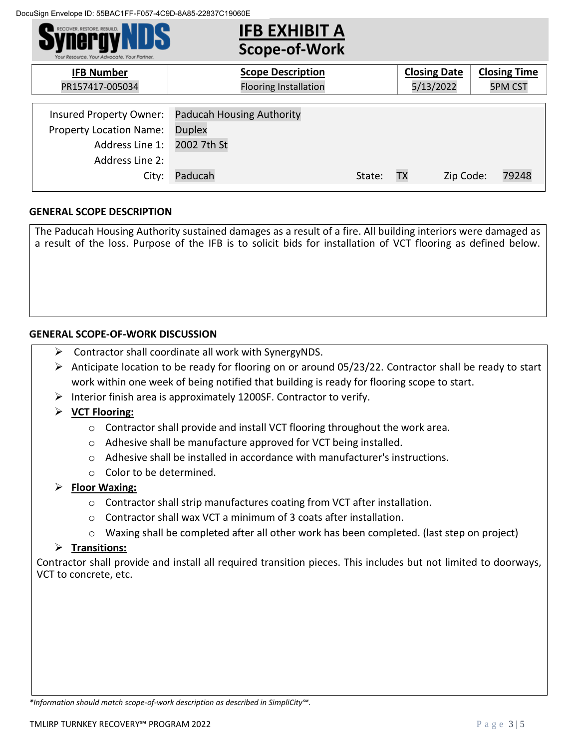DocuSign Envelope ID: 55BAC1FF-F057-4C9D-8A85-22837C19060E

# IFB EXHIBIT A
## Scope-of-Work

| IFB Number | Scope Description | Closing Date | Closing Time |
|---|---|---|---|
| PR157417-005034 | Flooring Installation | 5/13/2022 | 5PM CST |

| | | | | | |
|---|---|---|---|---|---|
| Insured Property Owner: | Paducah Housing Authority | | | | |
| Property Location Name: | Duplex | | | | |
| Address Line 1: | 2002 7th St | | | | |
| Address Line 2: | | | | | |
| City: | Paducah | State: | TX | Zip Code: | 79248 |

### GENERAL SCOPE DESCRIPTION

The Paducah Housing Authority sustained damages as a result of a fire. All building interiors were damaged as a result of the loss. Purpose of the IFB is to solicit bids for installation of VCT flooring as defined below.

### GENERAL SCOPE-OF-WORK DISCUSSION

- Contractor shall coordinate all work with SynergyNDS.
- Anticipate location to be ready for flooring on or around 05/23/22. Contractor shall be ready to start work within one week of being notified that building is ready for flooring scope to start.
- Interior finish area is approximately 1200SF. Contractor to verify.
- **VCT Flooring:**
  - Contractor shall provide and install VCT flooring throughout the work area.
  - Adhesive shall be manufacture approved for VCT being installed.
  - Adhesive shall be installed in accordance with manufacturer's instructions.
  - Color to be determined.
- **Floor Waxing:**
  - Contractor shall strip manufactures coating from VCT after installation.
  - Contractor shall wax VCT a minimum of 3 coats after installation.
  - Waxing shall be completed after all other work has been completed. (last step on project)
- **Transitions:**

Contractor shall provide and install all required transition pieces. This includes but not limited to doorways, VCT to concrete, etc.

*\*Information should match scope-of-work description as described in SimpliCity℠.*

TMLIRP TURNKEY RECOVERY℠ PROGRAM 2022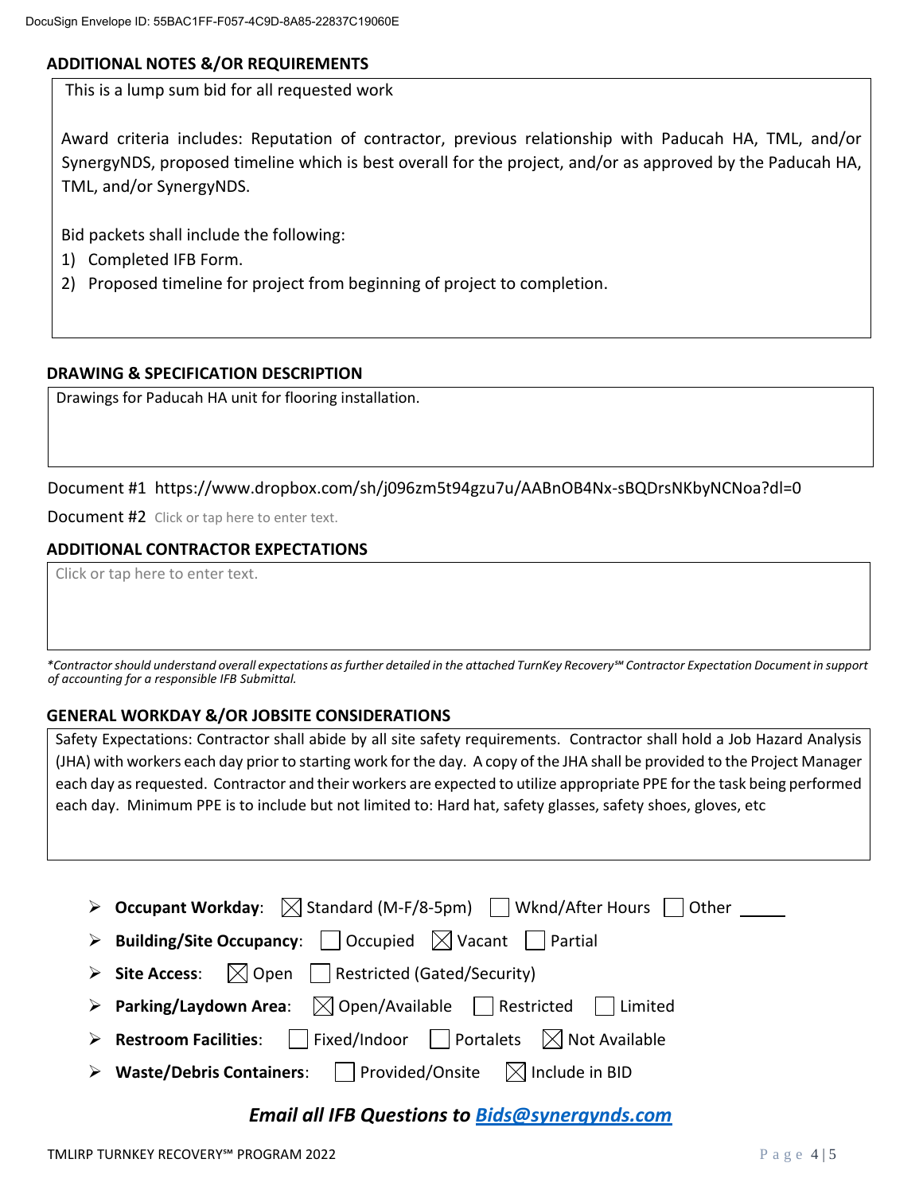## ADDITIONAL NOTES &/OR REQUIREMENTS

This is a lump sum bid for all requested work

Award criteria includes: Reputation of contractor, previous relationship with Paducah HA, TML, and/or SynergyNDS, proposed timeline which is best overall for the project, and/or as approved by the Paducah HA, TML, and/or SynergyNDS.

Bid packets shall include the following:

1) Completed IFB Form.
2) Proposed timeline for project from beginning of project to completion.

## DRAWING & SPECIFICATION DESCRIPTION

Drawings for Paducah HA unit for flooring installation.

Document #1 https://www.dropbox.com/sh/j096zm5t94gzu7u/AABnOB4Nx-sBQDrsNKbyNCNoa?dl=0

Document #2 Click or tap here to enter text.

## ADDITIONAL CONTRACTOR EXPECTATIONS

Click or tap here to enter text.

*\*Contractor should understand overall expectations as further detailed in the attached TurnKey Recovery℠ Contractor Expectation Document in support of accounting for a responsible IFB Submittal.*

## GENERAL WORKDAY &/OR JOBSITE CONSIDERATIONS

Safety Expectations: Contractor shall abide by all site safety requirements. Contractor shall hold a Job Hazard Analysis (JHA) with workers each day prior to starting work for the day. A copy of the JHA shall be provided to the Project Manager each day as requested. Contractor and their workers are expected to utilize appropriate PPE for the task being performed each day. Minimum PPE is to include but not limited to: Hard hat, safety glasses, safety shoes, gloves, etc

- **Occupant Workday**: ☒ Standard (M-F/8-5pm) ☐ Wknd/After Hours ☐ Other _____
- **Building/Site Occupancy**: ☐ Occupied ☒ Vacant ☐ Partial
- **Site Access**: ☒ Open ☐ Restricted (Gated/Security)
- **Parking/Laydown Area**: ☒ Open/Available ☐ Restricted ☐ Limited
- **Restroom Facilities**: ☐ Fixed/Indoor ☐ Portalets ☒ Not Available
- **Waste/Debris Containers**: ☐ Provided/Onsite ☒ Include in BID

***Email all IFB Questions to Bids@synergynds.com***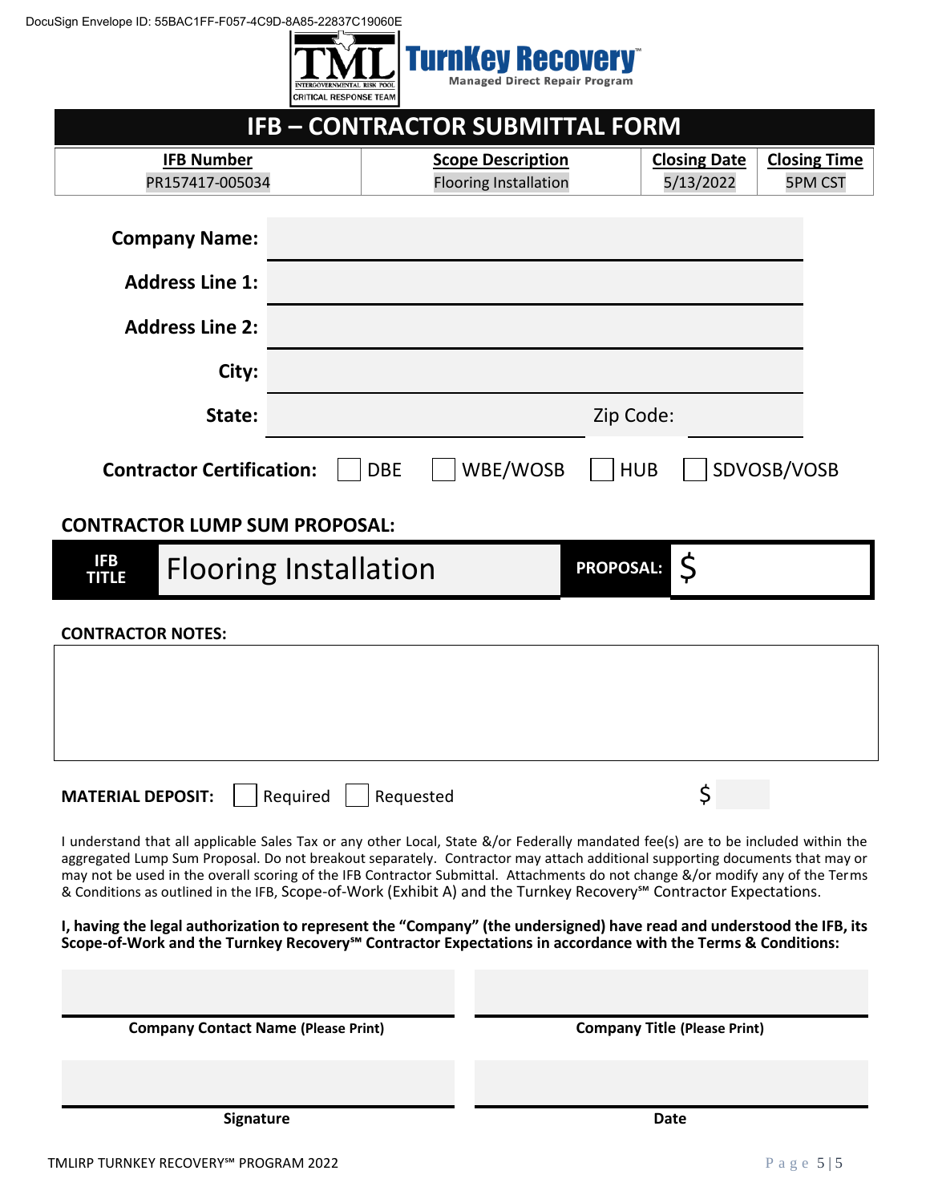DocuSign Envelope ID: 55BAC1FF-F057-4C9D-8A85-22837C19060E

TML INTERGOVERNMENTAL RISK POOL CRITICAL RESPONSE TEAM | TurnKey Recovery™ Managed Direct Repair Program

# IFB – CONTRACTOR SUBMITTAL FORM

| IFB Number | Scope Description | Closing Date | Closing Time |
|---|---|---|---|
| PR157417-005034 | Flooring Installation | 5/13/2022 | 5PM CST |

**Company Name:** 

**Address Line 1:** 

**Address Line 2:** 

**City:** 

**State:** Zip Code: 

**Contractor Certification:** ☐ DBE ☐ WBE/WOSB ☐ HUB ☐ SDVOSB/VOSB

**CONTRACTOR LUMP SUM PROPOSAL:**

| IFB TITLE | Flooring Installation | PROPOSAL: | $ |
|---|---|---|---|

**CONTRACTOR NOTES:**

**MATERIAL DEPOSIT:** ☐ Required ☐ Requested $

I understand that all applicable Sales Tax or any other Local, State &/or Federally mandated fee(s) are to be included within the aggregated Lump Sum Proposal. Do not breakout separately. Contractor may attach additional supporting documents that may or may not be used in the overall scoring of the IFB Contractor Submittal. Attachments do not change &/or modify any of the Terms & Conditions as outlined in the IFB, Scope-of-Work (Exhibit A) and the Turnkey Recovery℠ Contractor Expectations.

**I, having the legal authorization to represent the "Company" (the undersigned) have read and understood the IFB, its Scope-of-Work and the Turnkey Recovery℠ Contractor Expectations in accordance with the Terms & Conditions:**

**Company Contact Name (Please Print)** | **Company Title (Please Print)**

**Signature** | **Date**

TMLIRP TURNKEY RECOVERY℠ PROGRAM 2022